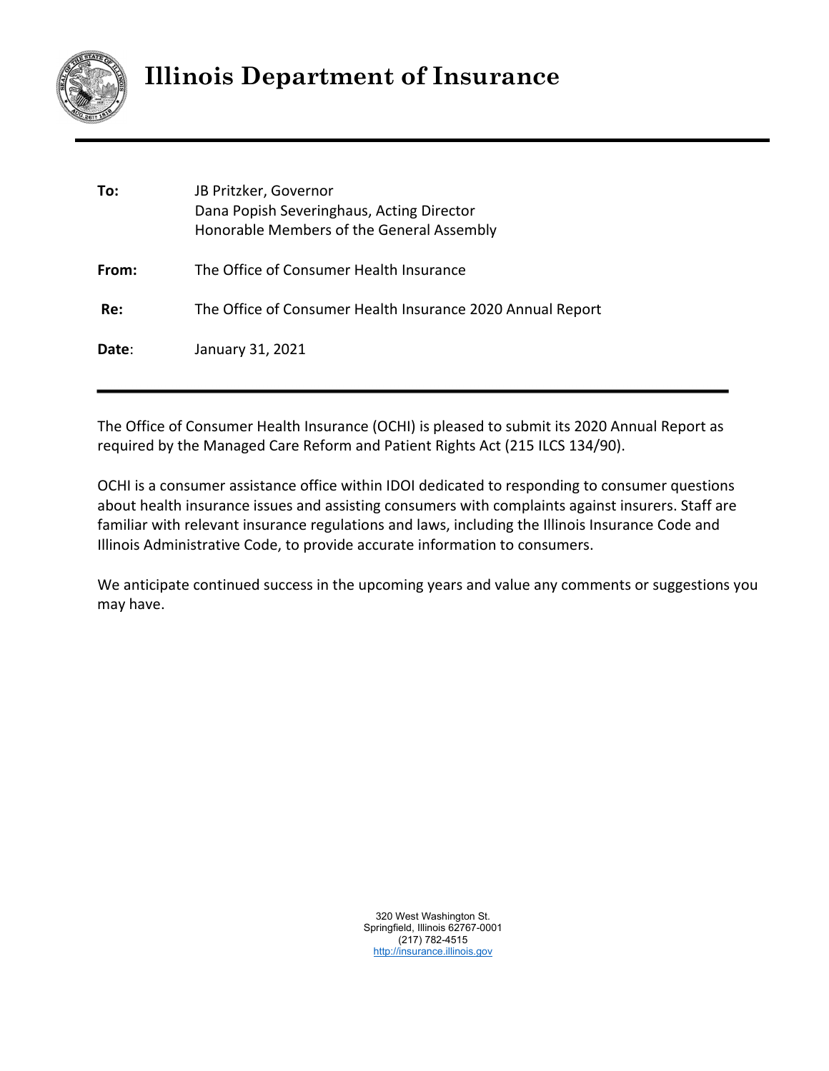# Illinois Department of Insurance

**To:** JB Pritzker, Governor
Dana Popish Severinghaus, Acting Director
Honorable Members of the General Assembly

**From:** The Office of Consumer Health Insurance

**Re:** The Office of Consumer Health Insurance 2020 Annual Report

**Date**: January 31, 2021

---

The Office of Consumer Health Insurance (OCHI) is pleased to submit its 2020 Annual Report as required by the Managed Care Reform and Patient Rights Act (215 ILCS 134/90).

OCHI is a consumer assistance office within IDOI dedicated to responding to consumer questions about health insurance issues and assisting consumers with complaints against insurers. Staff are familiar with relevant insurance regulations and laws, including the Illinois Insurance Code and Illinois Administrative Code, to provide accurate information to consumers.

We anticipate continued success in the upcoming years and value any comments or suggestions you may have.

320 West Washington St.
Springfield, Illinois 62767-0001
(217) 782-4515
http://insurance.illinois.gov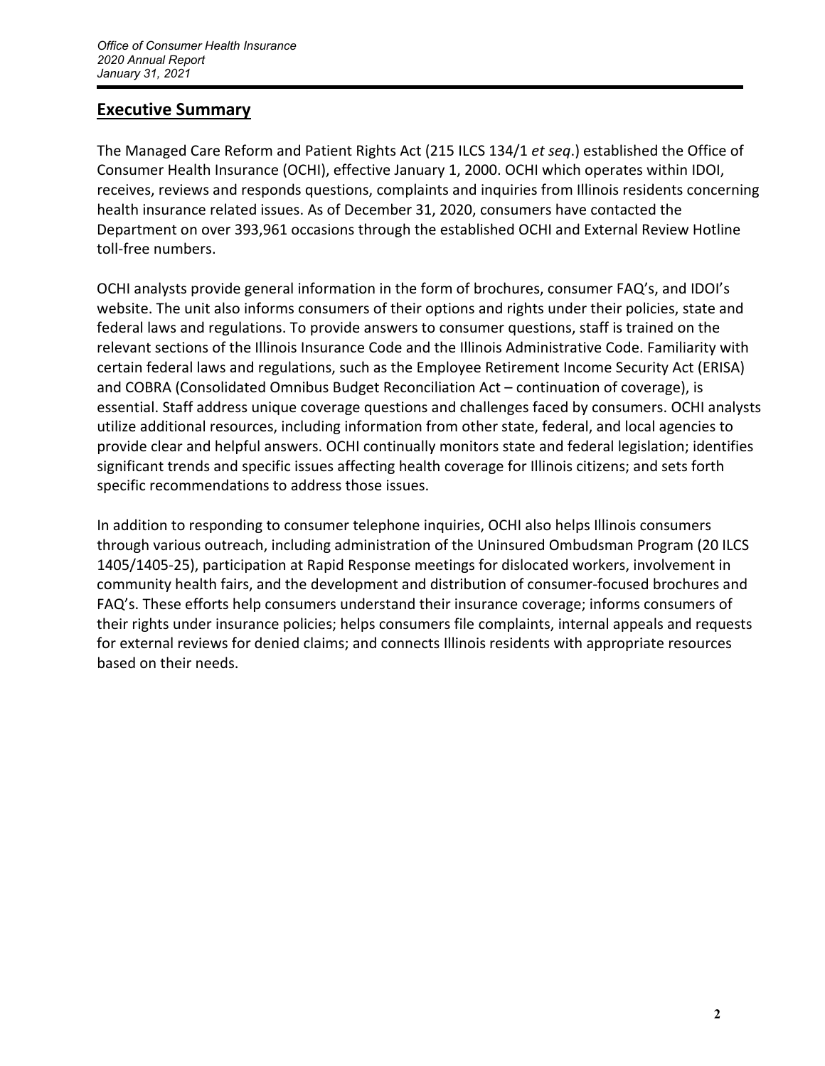## Executive Summary

The Managed Care Reform and Patient Rights Act (215 ILCS 134/1 *et seq*.) established the Office of Consumer Health Insurance (OCHI), effective January 1, 2000. OCHI which operates within IDOI, receives, reviews and responds questions, complaints and inquiries from Illinois residents concerning health insurance related issues. As of December 31, 2020, consumers have contacted the Department on over 393,961 occasions through the established OCHI and External Review Hotline toll-free numbers.

OCHI analysts provide general information in the form of brochures, consumer FAQ's, and IDOI's website. The unit also informs consumers of their options and rights under their policies, state and federal laws and regulations. To provide answers to consumer questions, staff is trained on the relevant sections of the Illinois Insurance Code and the Illinois Administrative Code. Familiarity with certain federal laws and regulations, such as the Employee Retirement Income Security Act (ERISA) and COBRA (Consolidated Omnibus Budget Reconciliation Act – continuation of coverage), is essential. Staff address unique coverage questions and challenges faced by consumers. OCHI analysts utilize additional resources, including information from other state, federal, and local agencies to provide clear and helpful answers. OCHI continually monitors state and federal legislation; identifies significant trends and specific issues affecting health coverage for Illinois citizens; and sets forth specific recommendations to address those issues.

In addition to responding to consumer telephone inquiries, OCHI also helps Illinois consumers through various outreach, including administration of the Uninsured Ombudsman Program (20 ILCS 1405/1405-25), participation at Rapid Response meetings for dislocated workers, involvement in community health fairs, and the development and distribution of consumer-focused brochures and FAQ's. These efforts help consumers understand their insurance coverage; informs consumers of their rights under insurance policies; helps consumers file complaints, internal appeals and requests for external reviews for denied claims; and connects Illinois residents with appropriate resources based on their needs.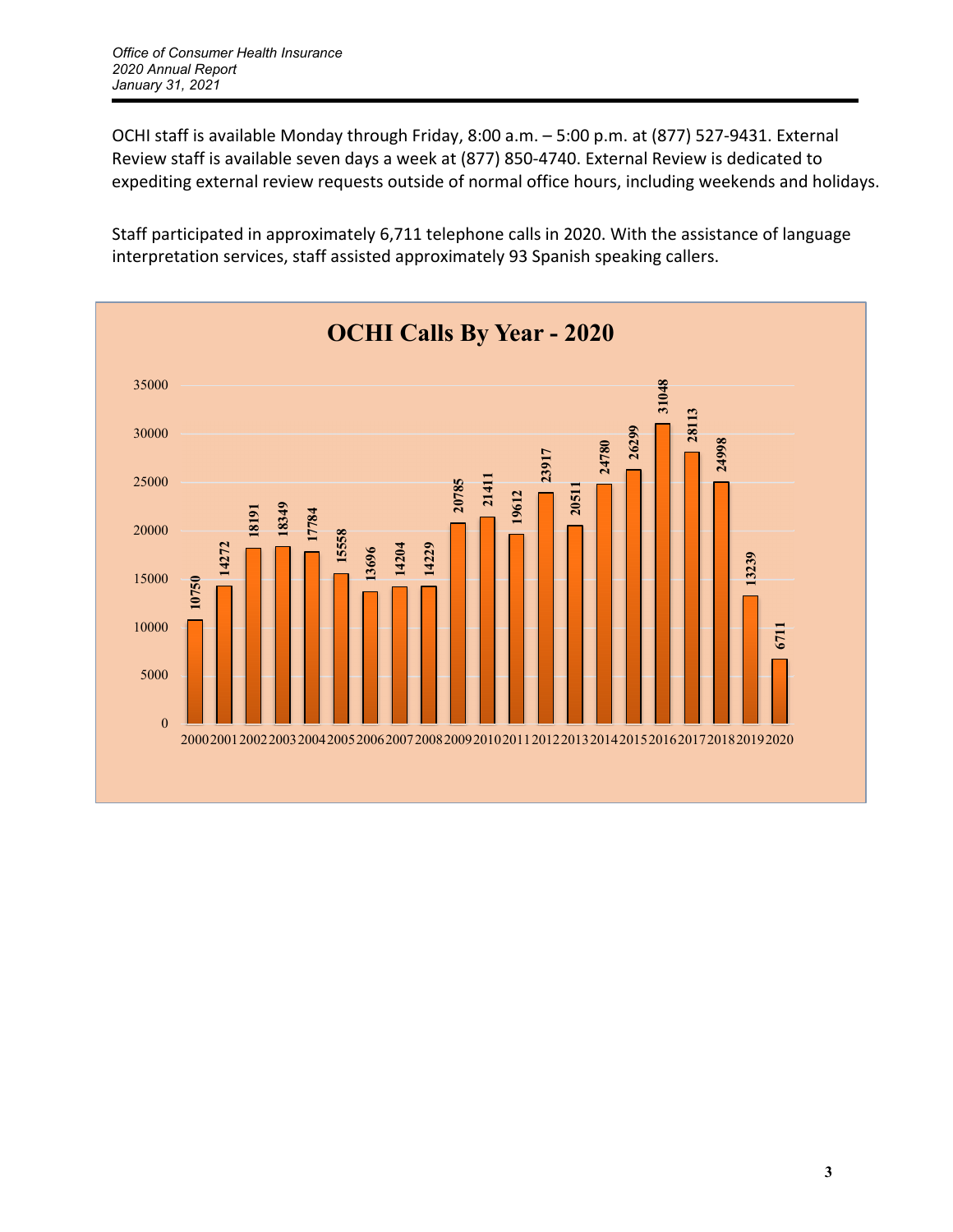OCHI staff is available Monday through Friday, 8:00 a.m. – 5:00 p.m. at (877) 527-9431. External Review staff is available seven days a week at (877) 850-4740. External Review is dedicated to expediting external review requests outside of normal office hours, including weekends and holidays.

Staff participated in approximately 6,711 telephone calls in 2020. With the assistance of language interpretation services, staff assisted approximately 93 Spanish speaking callers.

**OCHI Calls By Year - 2020**

| Year | Calls |
| --- | --- |
| 2000 | 10750 |
| 2001 | 14272 |
| 2002 | 18191 |
| 2003 | 18349 |
| 2004 | 17784 |
| 2005 | 15558 |
| 2006 | 13696 |
| 2007 | 14204 |
| 2008 | 14229 |
| 2009 | 20785 |
| 2010 | 21411 |
| 2011 | 19612 |
| 2012 | 23917 |
| 2013 | 20511 |
| 2014 | 24780 |
| 2015 | 26299 |
| 2016 | 31048 |
| 2017 | 28113 |
| 2018 | 24998 |
| 2019 | 13239 |
| 2020 | 6711 |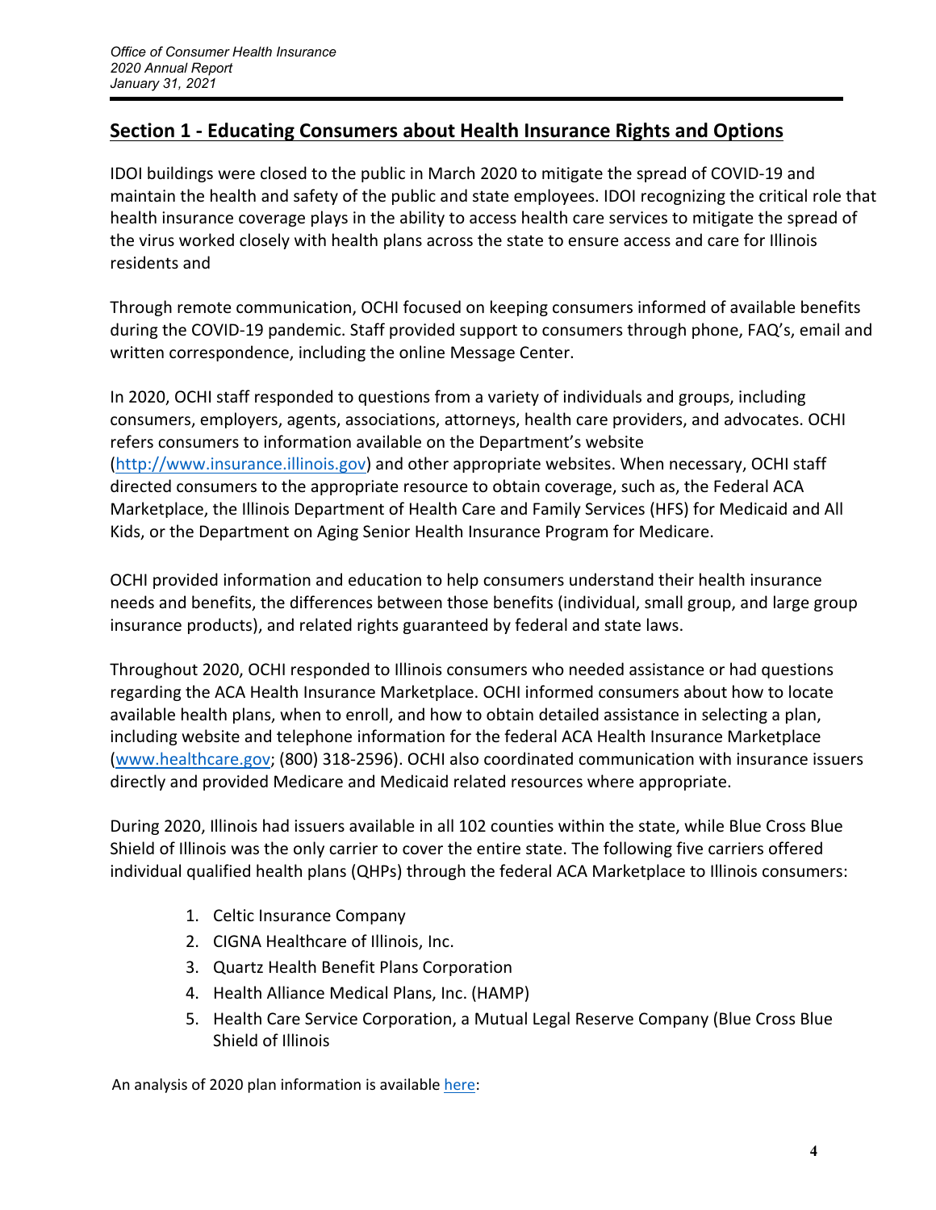## Section 1 - Educating Consumers about Health Insurance Rights and Options

IDOI buildings were closed to the public in March 2020 to mitigate the spread of COVID-19 and maintain the health and safety of the public and state employees. IDOI recognizing the critical role that health insurance coverage plays in the ability to access health care services to mitigate the spread of the virus worked closely with health plans across the state to ensure access and care for Illinois residents and

Through remote communication, OCHI focused on keeping consumers informed of available benefits during the COVID-19 pandemic. Staff provided support to consumers through phone, FAQ's, email and written correspondence, including the online Message Center.

In 2020, OCHI staff responded to questions from a variety of individuals and groups, including consumers, employers, agents, associations, attorneys, health care providers, and advocates. OCHI refers consumers to information available on the Department's website (http://www.insurance.illinois.gov) and other appropriate websites. When necessary, OCHI staff directed consumers to the appropriate resource to obtain coverage, such as, the Federal ACA Marketplace, the Illinois Department of Health Care and Family Services (HFS) for Medicaid and All Kids, or the Department on Aging Senior Health Insurance Program for Medicare.

OCHI provided information and education to help consumers understand their health insurance needs and benefits, the differences between those benefits (individual, small group, and large group insurance products), and related rights guaranteed by federal and state laws.

Throughout 2020, OCHI responded to Illinois consumers who needed assistance or had questions regarding the ACA Health Insurance Marketplace. OCHI informed consumers about how to locate available health plans, when to enroll, and how to obtain detailed assistance in selecting a plan, including website and telephone information for the federal ACA Health Insurance Marketplace (www.healthcare.gov; (800) 318-2596). OCHI also coordinated communication with insurance issuers directly and provided Medicare and Medicaid related resources where appropriate.

During 2020, Illinois had issuers available in all 102 counties within the state, while Blue Cross Blue Shield of Illinois was the only carrier to cover the entire state. The following five carriers offered individual qualified health plans (QHPs) through the federal ACA Marketplace to Illinois consumers:

1. Celtic Insurance Company
2. CIGNA Healthcare of Illinois, Inc.
3. Quartz Health Benefit Plans Corporation
4. Health Alliance Medical Plans, Inc. (HAMP)
5. Health Care Service Corporation, a Mutual Legal Reserve Company (Blue Cross Blue Shield of Illinois

An analysis of 2020 plan information is available here: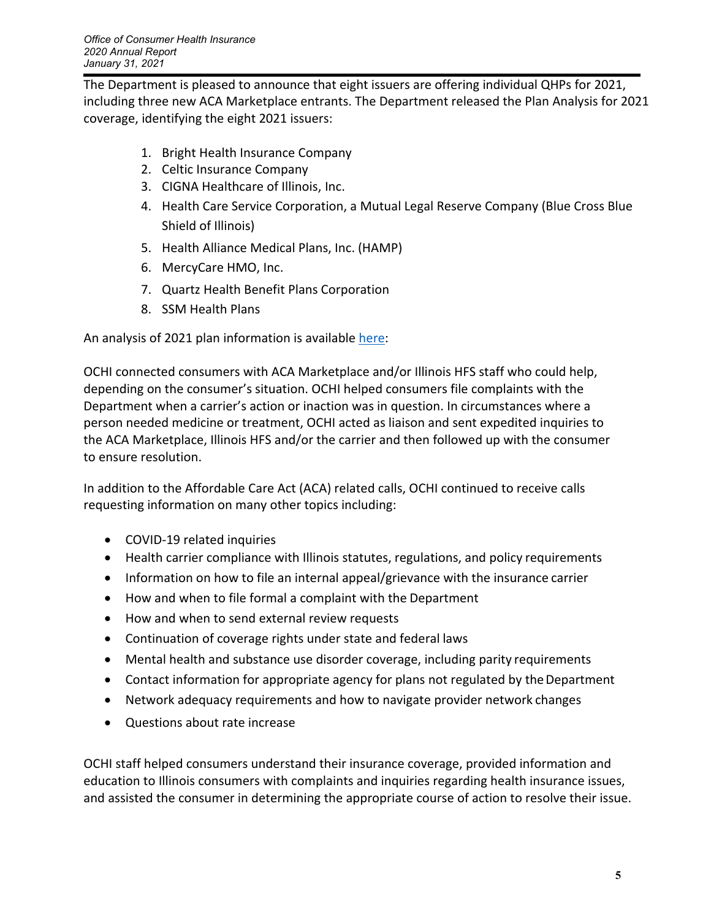The Department is pleased to announce that eight issuers are offering individual QHPs for 2021, including three new ACA Marketplace entrants. The Department released the Plan Analysis for 2021 coverage, identifying the eight 2021 issuers:

1. Bright Health Insurance Company
2. Celtic Insurance Company
3. CIGNA Healthcare of Illinois, Inc.
4. Health Care Service Corporation, a Mutual Legal Reserve Company (Blue Cross Blue Shield of Illinois)
5. Health Alliance Medical Plans, Inc. (HAMP)
6. MercyCare HMO, Inc.
7. Quartz Health Benefit Plans Corporation
8. SSM Health Plans

An analysis of 2021 plan information is available here:

OCHI connected consumers with ACA Marketplace and/or Illinois HFS staff who could help, depending on the consumer's situation. OCHI helped consumers file complaints with the Department when a carrier's action or inaction was in question. In circumstances where a person needed medicine or treatment, OCHI acted as liaison and sent expedited inquiries to the ACA Marketplace, Illinois HFS and/or the carrier and then followed up with the consumer to ensure resolution.

In addition to the Affordable Care Act (ACA) related calls, OCHI continued to receive calls requesting information on many other topics including:

- COVID-19 related inquiries
- Health carrier compliance with Illinois statutes, regulations, and policy requirements
- Information on how to file an internal appeal/grievance with the insurance carrier
- How and when to file formal a complaint with the Department
- How and when to send external review requests
- Continuation of coverage rights under state and federal laws
- Mental health and substance use disorder coverage, including parity requirements
- Contact information for appropriate agency for plans not regulated by the Department
- Network adequacy requirements and how to navigate provider network changes
- Questions about rate increase

OCHI staff helped consumers understand their insurance coverage, provided information and education to Illinois consumers with complaints and inquiries regarding health insurance issues, and assisted the consumer in determining the appropriate course of action to resolve their issue.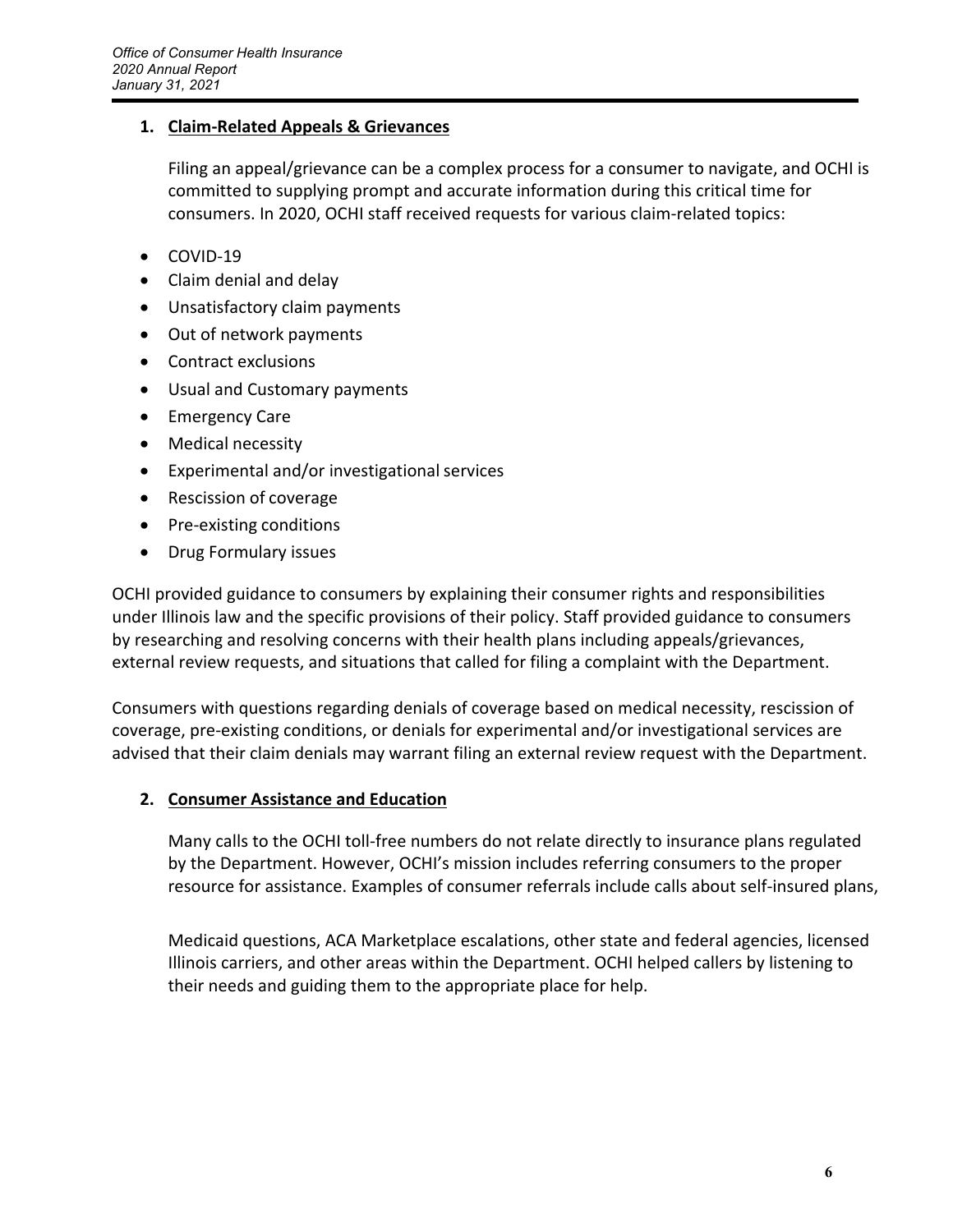1. **Claim-Related Appeals & Grievances**

   Filing an appeal/grievance can be a complex process for a consumer to navigate, and OCHI is committed to supplying prompt and accurate information during this critical time for consumers. In 2020, OCHI staff received requests for various claim-related topics:

- COVID-19
- Claim denial and delay
- Unsatisfactory claim payments
- Out of network payments
- Contract exclusions
- Usual and Customary payments
- Emergency Care
- Medical necessity
- Experimental and/or investigational services
- Rescission of coverage
- Pre-existing conditions
- Drug Formulary issues

OCHI provided guidance to consumers by explaining their consumer rights and responsibilities under Illinois law and the specific provisions of their policy. Staff provided guidance to consumers by researching and resolving concerns with their health plans including appeals/grievances, external review requests, and situations that called for filing a complaint with the Department.

Consumers with questions regarding denials of coverage based on medical necessity, rescission of coverage, pre-existing conditions, or denials for experimental and/or investigational services are advised that their claim denials may warrant filing an external review request with the Department.

2. **Consumer Assistance and Education**

   Many calls to the OCHI toll-free numbers do not relate directly to insurance plans regulated by the Department. However, OCHI's mission includes referring consumers to the proper resource for assistance. Examples of consumer referrals include calls about self-insured plans, Medicaid questions, ACA Marketplace escalations, other state and federal agencies, licensed Illinois carriers, and other areas within the Department. OCHI helped callers by listening to their needs and guiding them to the appropriate place for help.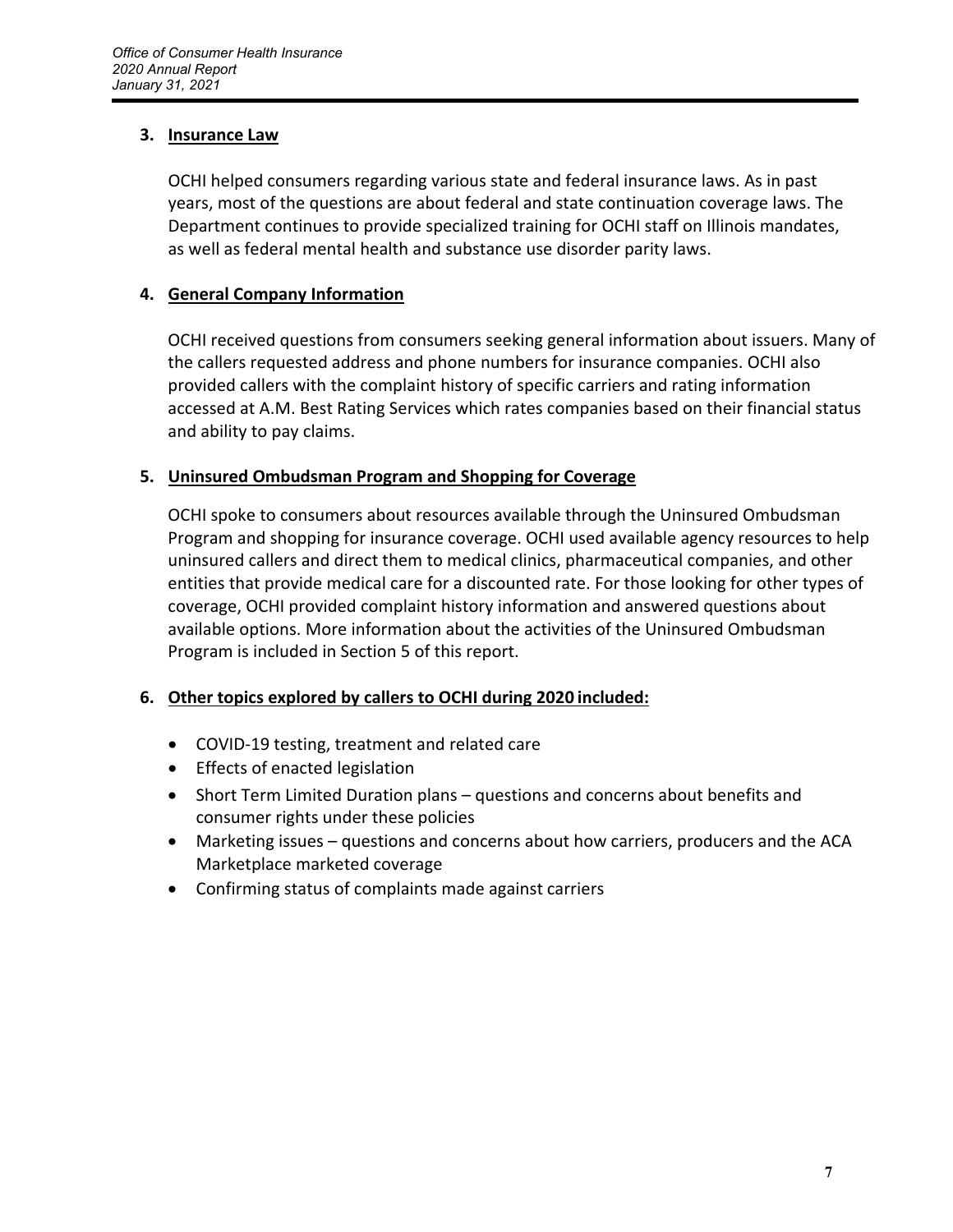### 3. Insurance Law

OCHI helped consumers regarding various state and federal insurance laws. As in past years, most of the questions are about federal and state continuation coverage laws. The Department continues to provide specialized training for OCHI staff on Illinois mandates, as well as federal mental health and substance use disorder parity laws.

### 4. General Company Information

OCHI received questions from consumers seeking general information about issuers. Many of the callers requested address and phone numbers for insurance companies. OCHI also provided callers with the complaint history of specific carriers and rating information accessed at A.M. Best Rating Services which rates companies based on their financial status and ability to pay claims.

### 5. Uninsured Ombudsman Program and Shopping for Coverage

OCHI spoke to consumers about resources available through the Uninsured Ombudsman Program and shopping for insurance coverage. OCHI used available agency resources to help uninsured callers and direct them to medical clinics, pharmaceutical companies, and other entities that provide medical care for a discounted rate. For those looking for other types of coverage, OCHI provided complaint history information and answered questions about available options. More information about the activities of the Uninsured Ombudsman Program is included in Section 5 of this report.

### 6. Other topics explored by callers to OCHI during 2020 included:

- COVID-19 testing, treatment and related care
- Effects of enacted legislation
- Short Term Limited Duration plans – questions and concerns about benefits and consumer rights under these policies
- Marketing issues – questions and concerns about how carriers, producers and the ACA Marketplace marketed coverage
- Confirming status of complaints made against carriers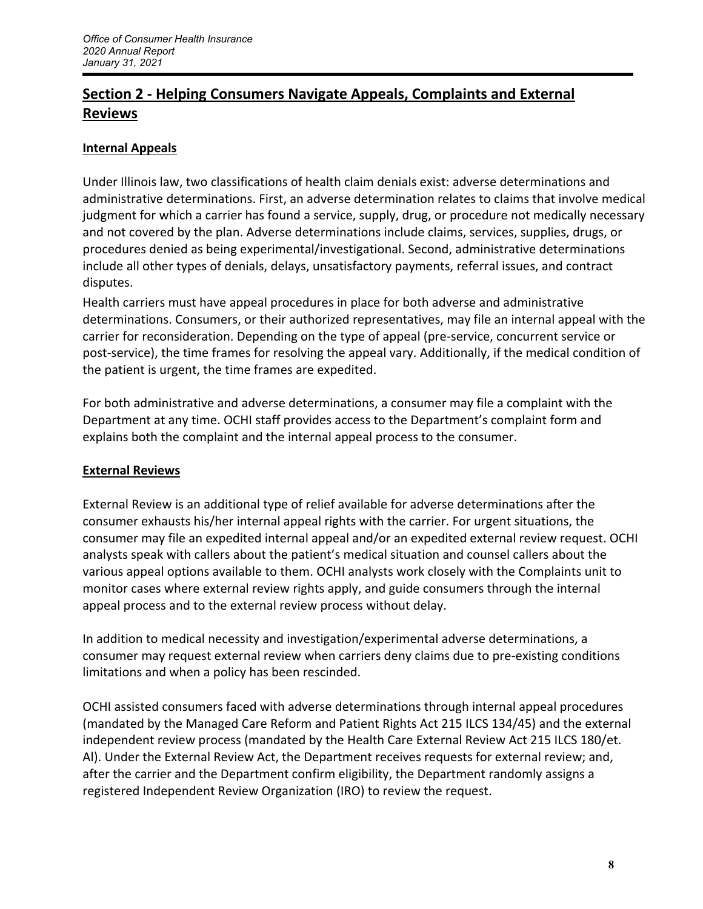## Section 2 - Helping Consumers Navigate Appeals, Complaints and External Reviews

### Internal Appeals

Under Illinois law, two classifications of health claim denials exist: adverse determinations and administrative determinations. First, an adverse determination relates to claims that involve medical judgment for which a carrier has found a service, supply, drug, or procedure not medically necessary and not covered by the plan. Adverse determinations include claims, services, supplies, drugs, or procedures denied as being experimental/investigational. Second, administrative determinations include all other types of denials, delays, unsatisfactory payments, referral issues, and contract disputes.

Health carriers must have appeal procedures in place for both adverse and administrative determinations. Consumers, or their authorized representatives, may file an internal appeal with the carrier for reconsideration. Depending on the type of appeal (pre-service, concurrent service or post-service), the time frames for resolving the appeal vary. Additionally, if the medical condition of the patient is urgent, the time frames are expedited.

For both administrative and adverse determinations, a consumer may file a complaint with the Department at any time. OCHI staff provides access to the Department's complaint form and explains both the complaint and the internal appeal process to the consumer.

### External Reviews

External Review is an additional type of relief available for adverse determinations after the consumer exhausts his/her internal appeal rights with the carrier. For urgent situations, the consumer may file an expedited internal appeal and/or an expedited external review request. OCHI analysts speak with callers about the patient's medical situation and counsel callers about the various appeal options available to them. OCHI analysts work closely with the Complaints unit to monitor cases where external review rights apply, and guide consumers through the internal appeal process and to the external review process without delay.

In addition to medical necessity and investigation/experimental adverse determinations, a consumer may request external review when carriers deny claims due to pre-existing conditions limitations and when a policy has been rescinded.

OCHI assisted consumers faced with adverse determinations through internal appeal procedures (mandated by the Managed Care Reform and Patient Rights Act 215 ILCS 134/45) and the external independent review process (mandated by the Health Care External Review Act 215 ILCS 180/et. Al). Under the External Review Act, the Department receives requests for external review; and, after the carrier and the Department confirm eligibility, the Department randomly assigns a registered Independent Review Organization (IRO) to review the request.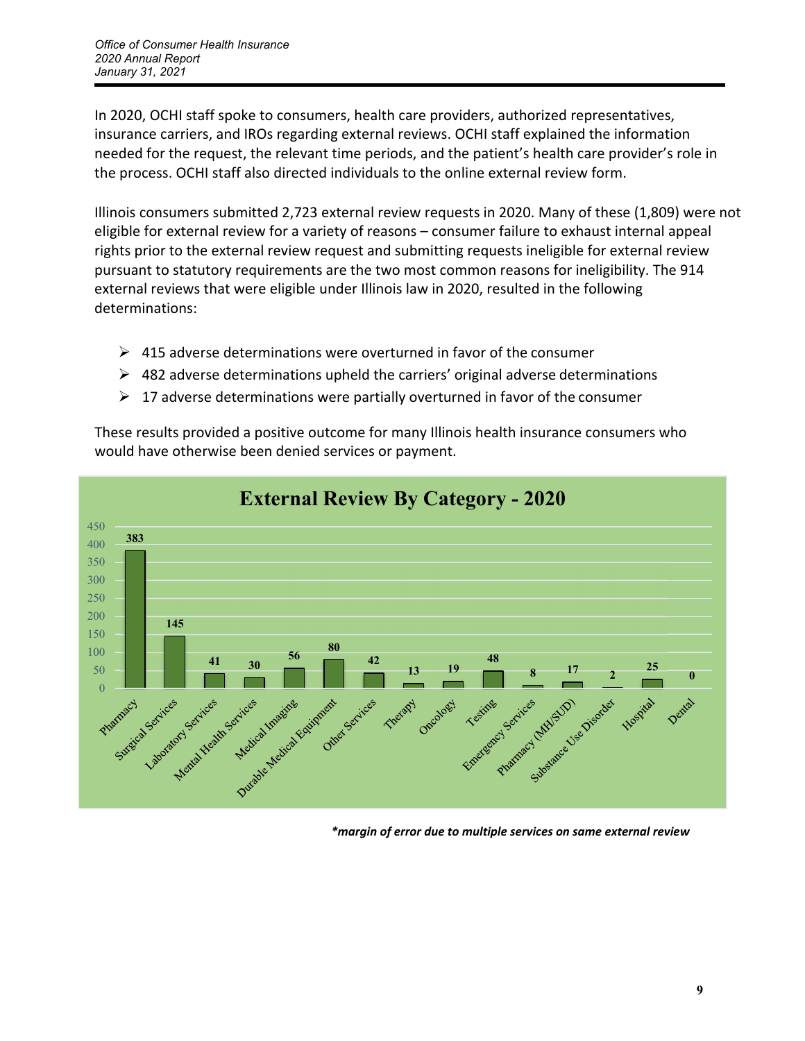In 2020, OCHI staff spoke to consumers, health care providers, authorized representatives, insurance carriers, and IROs regarding external reviews. OCHI staff explained the information needed for the request, the relevant time periods, and the patient's health care provider's role in the process. OCHI staff also directed individuals to the online external review form.

Illinois consumers submitted 2,723 external review requests in 2020. Many of these (1,809) were not eligible for external review for a variety of reasons – consumer failure to exhaust internal appeal rights prior to the external review request and submitting requests ineligible for external review pursuant to statutory requirements are the two most common reasons for ineligibility. The 914 external reviews that were eligible under Illinois law in 2020, resulted in the following determinations:

- 415 adverse determinations were overturned in favor of the consumer
- 482 adverse determinations upheld the carriers' original adverse determinations
- 17 adverse determinations were partially overturned in favor of the consumer

These results provided a positive outcome for many Illinois health insurance consumers who would have otherwise been denied services or payment.

**External Review By Category - 2020**

| Category | Count |
|---|---|
| Pharmacy | 383 |
| Surgical Services | 145 |
| Laboratory Services | 41 |
| Mental Health Services | 30 |
| Medical Imaging | 56 |
| Durable Medical Equipment | 80 |
| Other Services | 42 |
| Therapy | 13 |
| Oncology | 19 |
| Testing | 48 |
| Emergency Services | 8 |
| Pharmacy (MH/SUD) | 17 |
| Substance Use Disorder | 2 |
| Hospital | 25 |
| Dental | 0 |

***margin of error due to multiple services on same external review**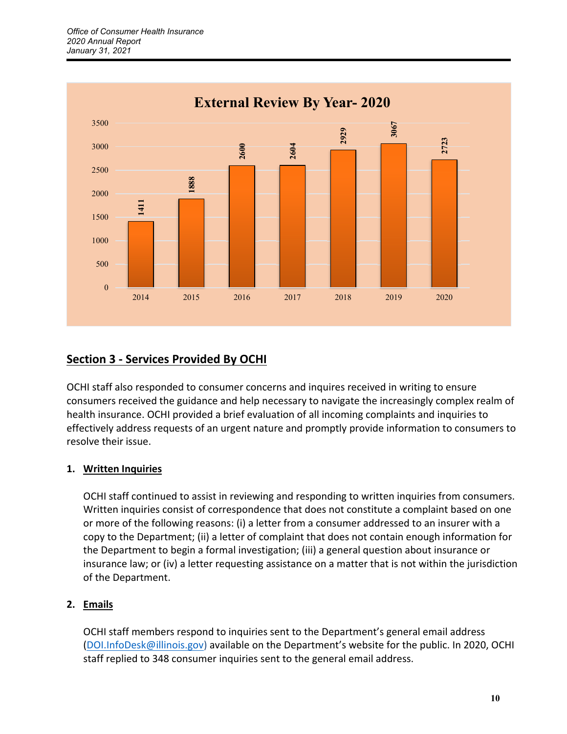**External Review By Year- 2020**

| Year | External Reviews |
|---|---|
| 2014 | 1411 |
| 2015 | 1888 |
| 2016 | 2600 |
| 2017 | 2604 |
| 2018 | 2929 |
| 2019 | 3067 |
| 2020 | 2723 |

## Section 3 - Services Provided By OCHI

OCHI staff also responded to consumer concerns and inquires received in writing to ensure consumers received the guidance and help necessary to navigate the increasingly complex realm of health insurance. OCHI provided a brief evaluation of all incoming complaints and inquiries to effectively address requests of an urgent nature and promptly provide information to consumers to resolve their issue.

### 1. Written Inquiries

OCHI staff continued to assist in reviewing and responding to written inquiries from consumers. Written inquiries consist of correspondence that does not constitute a complaint based on one or more of the following reasons: (i) a letter from a consumer addressed to an insurer with a copy to the Department; (ii) a letter of complaint that does not contain enough information for the Department to begin a formal investigation; (iii) a general question about insurance or insurance law; or (iv) a letter requesting assistance on a matter that is not within the jurisdiction of the Department.

### 2. Emails

OCHI staff members respond to inquiries sent to the Department's general email address (DOI.InfoDesk@illinois.gov) available on the Department's website for the public. In 2020, OCHI staff replied to 348 consumer inquiries sent to the general email address.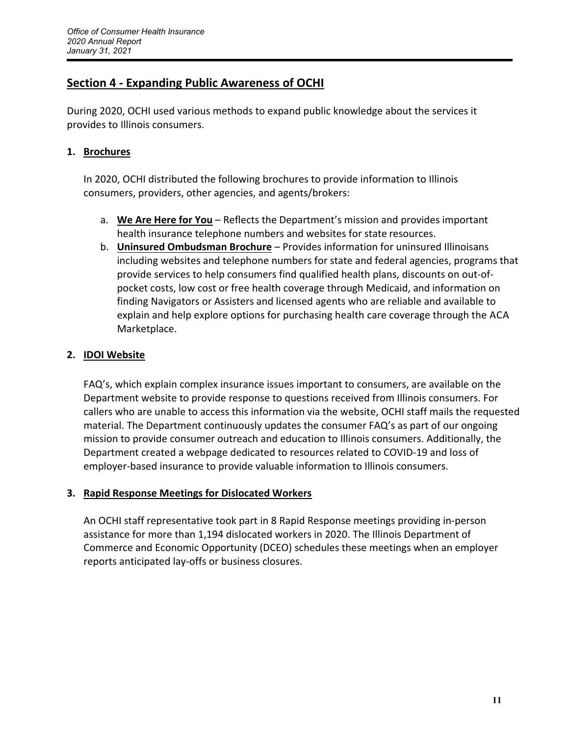## Section 4 - Expanding Public Awareness of OCHI

During 2020, OCHI used various methods to expand public knowledge about the services it provides to Illinois consumers.

### 1. Brochures

In 2020, OCHI distributed the following brochures to provide information to Illinois consumers, providers, other agencies, and agents/brokers:

a. **We Are Here for You** – Reflects the Department's mission and provides important health insurance telephone numbers and websites for state resources.

b. **Uninsured Ombudsman Brochure** – Provides information for uninsured Illinoisans including websites and telephone numbers for state and federal agencies, programs that provide services to help consumers find qualified health plans, discounts on out-of-pocket costs, low cost or free health coverage through Medicaid, and information on finding Navigators or Assisters and licensed agents who are reliable and available to explain and help explore options for purchasing health care coverage through the ACA Marketplace.

### 2. IDOI Website

FAQ's, which explain complex insurance issues important to consumers, are available on the Department website to provide response to questions received from Illinois consumers. For callers who are unable to access this information via the website, OCHI staff mails the requested material. The Department continuously updates the consumer FAQ's as part of our ongoing mission to provide consumer outreach and education to Illinois consumers. Additionally, the Department created a webpage dedicated to resources related to COVID-19 and loss of employer-based insurance to provide valuable information to Illinois consumers.

### 3. Rapid Response Meetings for Dislocated Workers

An OCHI staff representative took part in 8 Rapid Response meetings providing in-person assistance for more than 1,194 dislocated workers in 2020. The Illinois Department of Commerce and Economic Opportunity (DCEO) schedules these meetings when an employer reports anticipated lay-offs or business closures.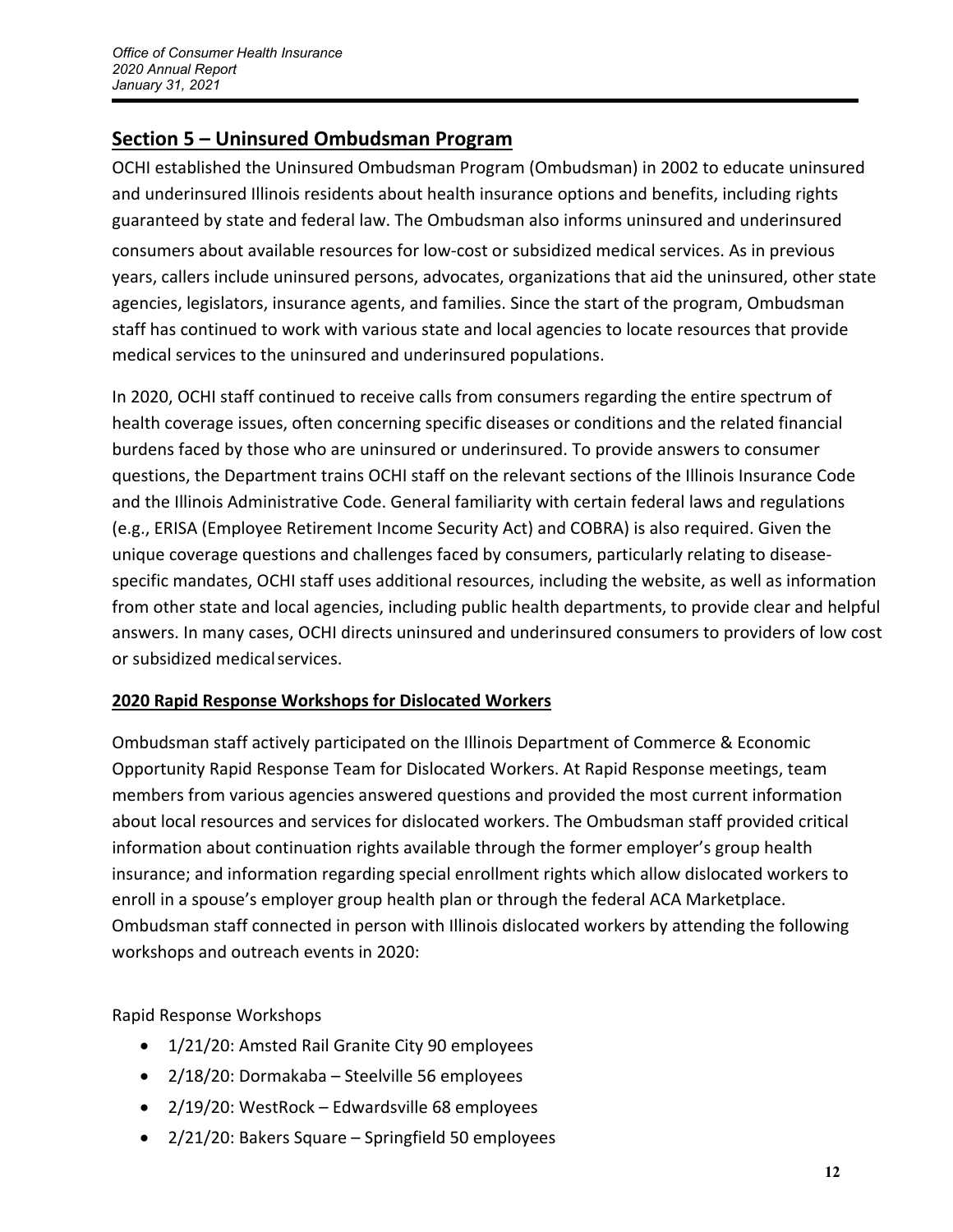## Section 5 – Uninsured Ombudsman Program

OCHI established the Uninsured Ombudsman Program (Ombudsman) in 2002 to educate uninsured and underinsured Illinois residents about health insurance options and benefits, including rights guaranteed by state and federal law. The Ombudsman also informs uninsured and underinsured consumers about available resources for low-cost or subsidized medical services. As in previous years, callers include uninsured persons, advocates, organizations that aid the uninsured, other state agencies, legislators, insurance agents, and families. Since the start of the program, Ombudsman staff has continued to work with various state and local agencies to locate resources that provide medical services to the uninsured and underinsured populations.

In 2020, OCHI staff continued to receive calls from consumers regarding the entire spectrum of health coverage issues, often concerning specific diseases or conditions and the related financial burdens faced by those who are uninsured or underinsured. To provide answers to consumer questions, the Department trains OCHI staff on the relevant sections of the Illinois Insurance Code and the Illinois Administrative Code. General familiarity with certain federal laws and regulations (e.g., ERISA (Employee Retirement Income Security Act) and COBRA) is also required. Given the unique coverage questions and challenges faced by consumers, particularly relating to disease-specific mandates, OCHI staff uses additional resources, including the website, as well as information from other state and local agencies, including public health departments, to provide clear and helpful answers. In many cases, OCHI directs uninsured and underinsured consumers to providers of low cost or subsidized medical services.

### 2020 Rapid Response Workshops for Dislocated Workers

Ombudsman staff actively participated on the Illinois Department of Commerce & Economic Opportunity Rapid Response Team for Dislocated Workers. At Rapid Response meetings, team members from various agencies answered questions and provided the most current information about local resources and services for dislocated workers. The Ombudsman staff provided critical information about continuation rights available through the former employer's group health insurance; and information regarding special enrollment rights which allow dislocated workers to enroll in a spouse's employer group health plan or through the federal ACA Marketplace. Ombudsman staff connected in person with Illinois dislocated workers by attending the following workshops and outreach events in 2020:

Rapid Response Workshops

- 1/21/20: Amsted Rail Granite City 90 employees
- 2/18/20: Dormakaba – Steelville 56 employees
- 2/19/20: WestRock – Edwardsville 68 employees
- 2/21/20: Bakers Square – Springfield 50 employees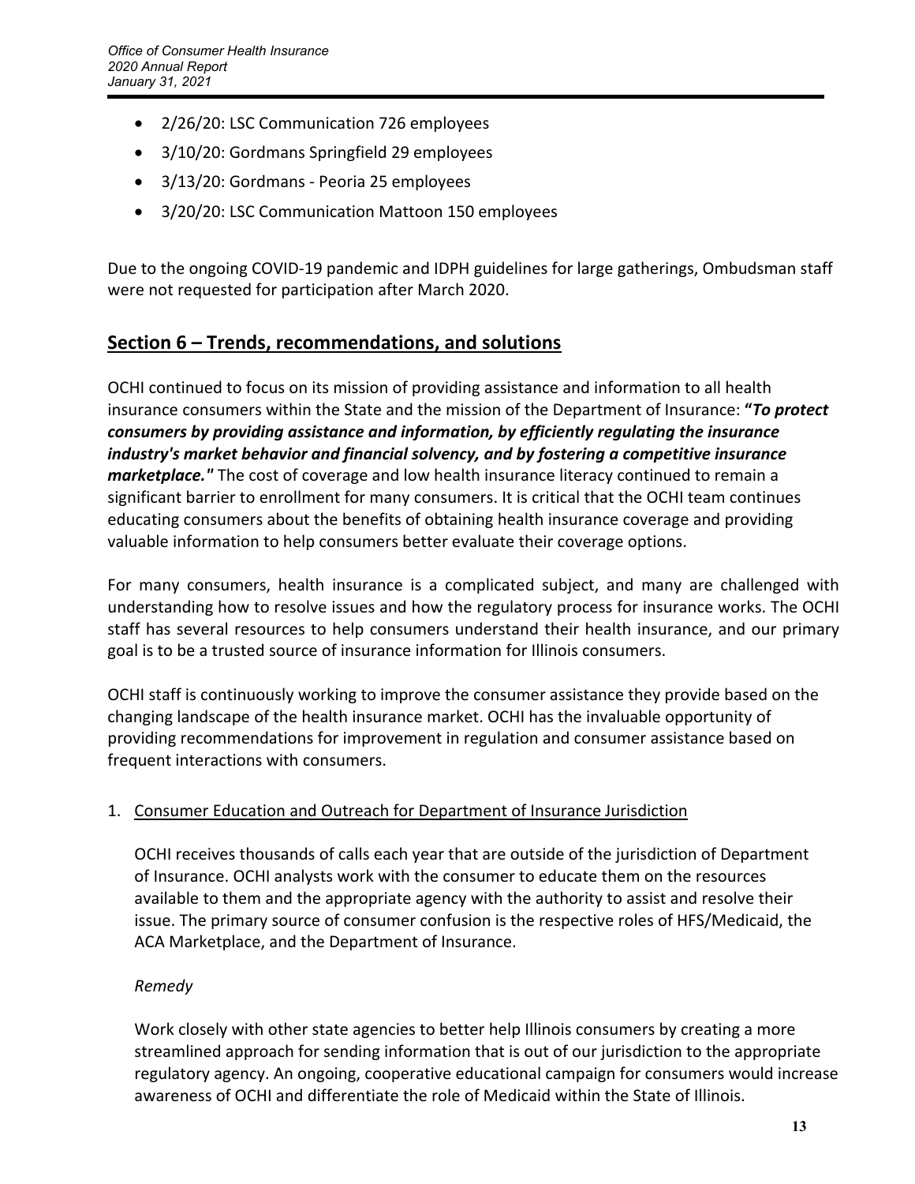- 2/26/20: LSC Communication 726 employees
- 3/10/20: Gordmans Springfield 29 employees
- 3/13/20: Gordmans - Peoria 25 employees
- 3/20/20: LSC Communication Mattoon 150 employees

Due to the ongoing COVID-19 pandemic and IDPH guidelines for large gatherings, Ombudsman staff were not requested for participation after March 2020.

## Section 6 – Trends, recommendations, and solutions

OCHI continued to focus on its mission of providing assistance and information to all health insurance consumers within the State and the mission of the Department of Insurance: **"*To protect consumers by providing assistance and information, by efficiently regulating the insurance industry's market behavior and financial solvency, and by fostering a competitive insurance marketplace.*"** The cost of coverage and low health insurance literacy continued to remain a significant barrier to enrollment for many consumers. It is critical that the OCHI team continues educating consumers about the benefits of obtaining health insurance coverage and providing valuable information to help consumers better evaluate their coverage options.

For many consumers, health insurance is a complicated subject, and many are challenged with understanding how to resolve issues and how the regulatory process for insurance works. The OCHI staff has several resources to help consumers understand their health insurance, and our primary goal is to be a trusted source of insurance information for Illinois consumers.

OCHI staff is continuously working to improve the consumer assistance they provide based on the changing landscape of the health insurance market. OCHI has the invaluable opportunity of providing recommendations for improvement in regulation and consumer assistance based on frequent interactions with consumers.

1. Consumer Education and Outreach for Department of Insurance Jurisdiction

   OCHI receives thousands of calls each year that are outside of the jurisdiction of Department of Insurance. OCHI analysts work with the consumer to educate them on the resources available to them and the appropriate agency with the authority to assist and resolve their issue. The primary source of consumer confusion is the respective roles of HFS/Medicaid, the ACA Marketplace, and the Department of Insurance.

   *Remedy*

   Work closely with other state agencies to better help Illinois consumers by creating a more streamlined approach for sending information that is out of our jurisdiction to the appropriate regulatory agency. An ongoing, cooperative educational campaign for consumers would increase awareness of OCHI and differentiate the role of Medicaid within the State of Illinois.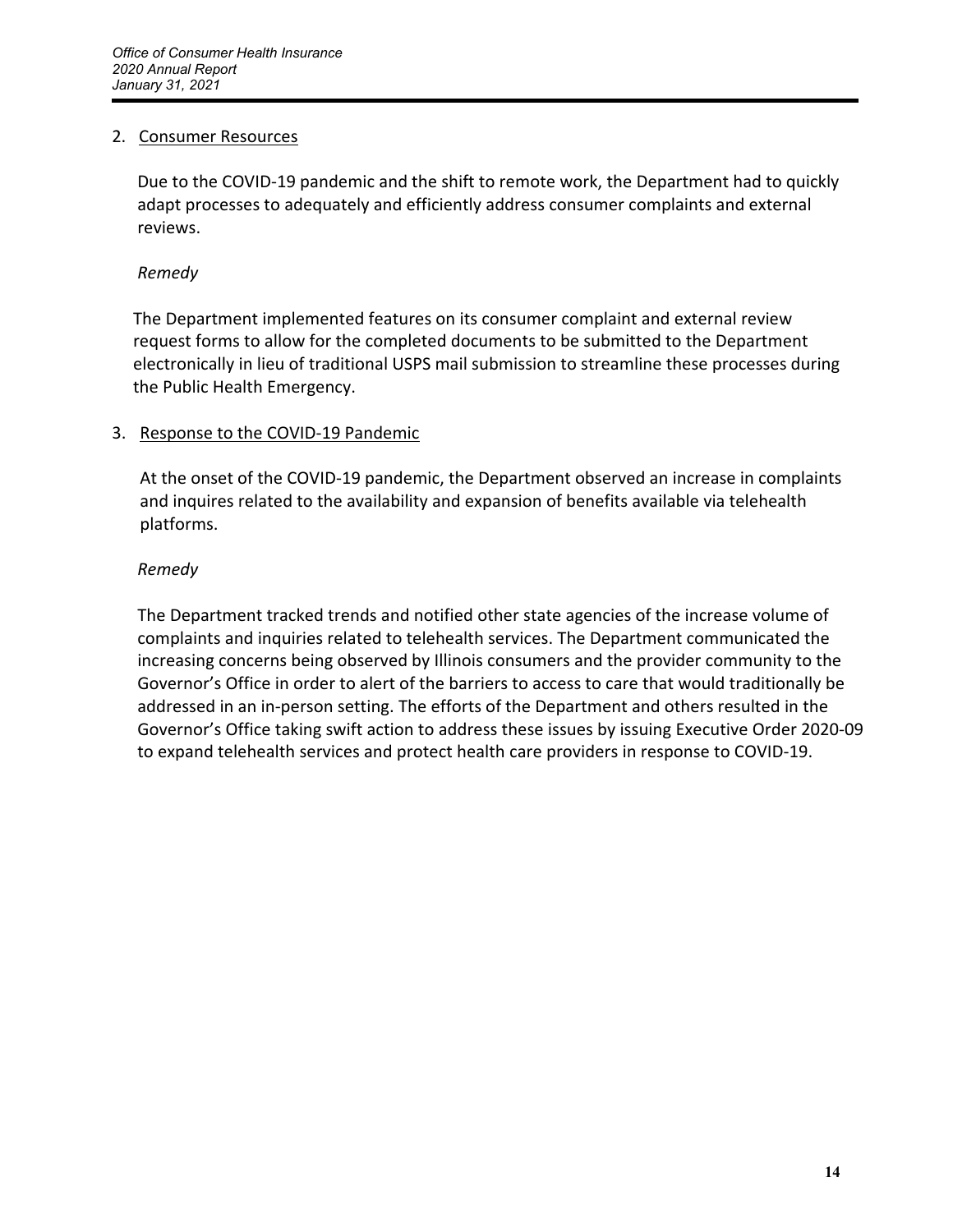2. Consumer Resources

   Due to the COVID-19 pandemic and the shift to remote work, the Department had to quickly adapt processes to adequately and efficiently address consumer complaints and external reviews.

   *Remedy*

   The Department implemented features on its consumer complaint and external review request forms to allow for the completed documents to be submitted to the Department electronically in lieu of traditional USPS mail submission to streamline these processes during the Public Health Emergency.

3. Response to the COVID-19 Pandemic

   At the onset of the COVID-19 pandemic, the Department observed an increase in complaints and inquires related to the availability and expansion of benefits available via telehealth platforms.

   *Remedy*

   The Department tracked trends and notified other state agencies of the increase volume of complaints and inquiries related to telehealth services. The Department communicated the increasing concerns being observed by Illinois consumers and the provider community to the Governor's Office in order to alert of the barriers to access to care that would traditionally be addressed in an in-person setting. The efforts of the Department and others resulted in the Governor's Office taking swift action to address these issues by issuing Executive Order 2020-09 to expand telehealth services and protect health care providers in response to COVID-19.